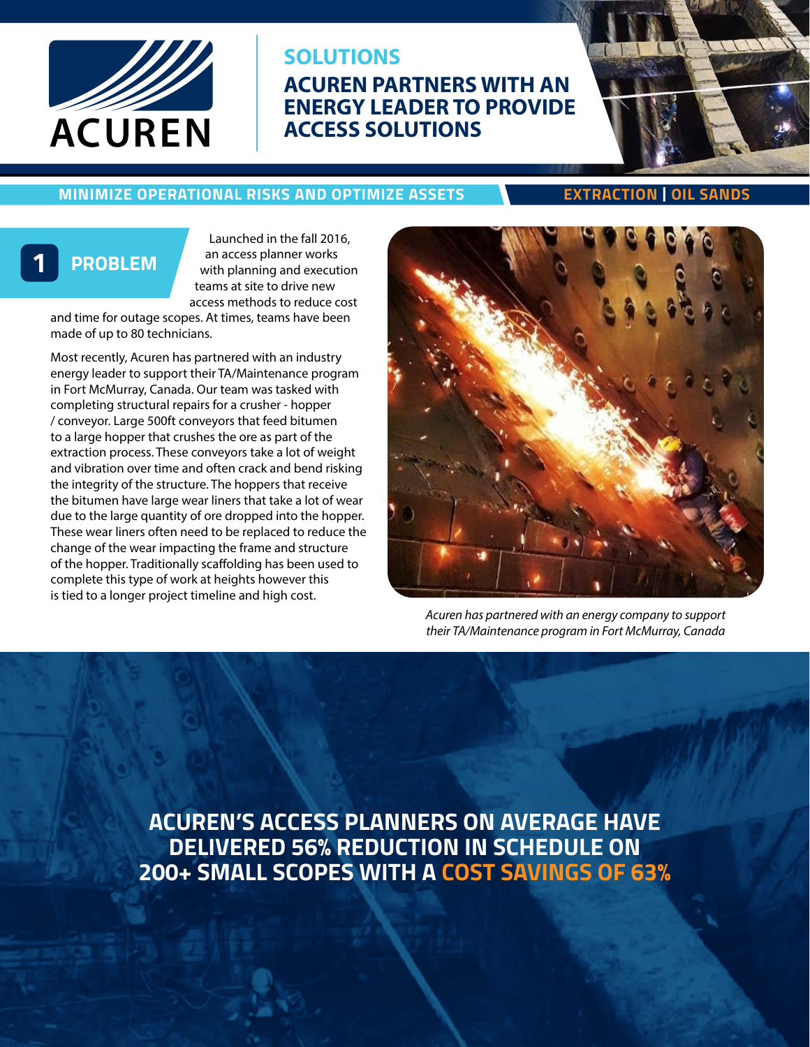ACUREN

# SOLUTIONS

## ACUREN PARTNERS WITH AN ENERGY LEADER TO PROVIDE ACCESS SOLUTIONS

**MINIMIZE OPERATIONAL RISKS AND OPTIMIZE ASSETS**

**EXTRACTION | OIL SANDS**

### 1 PROBLEM

Launched in the fall 2016, an access planner works with planning and execution teams at site to drive new access methods to reduce cost and time for outage scopes. At times, teams have been made of up to 80 technicians.

Most recently, Acuren has partnered with an industry energy leader to support their TA/Maintenance program in Fort McMurray, Canada. Our team was tasked with completing structural repairs for a crusher - hopper / conveyor. Large 500ft conveyors that feed bitumen to a large hopper that crushes the ore as part of the extraction process. These conveyors take a lot of weight and vibration over time and often crack and bend risking the integrity of the structure. The hoppers that receive the bitumen have large wear liners that take a lot of wear due to the large quantity of ore dropped into the hopper. These wear liners often need to be replaced to reduce the change of the wear impacting the frame and structure of the hopper. Traditionally scaffolding has been used to complete this type of work at heights however this is tied to a longer project timeline and high cost.

*Acuren has partnered with an energy company to support their TA/Maintenance program in Fort McMurray, Canada*

**ACUREN'S ACCESS PLANNERS ON AVERAGE HAVE DELIVERED 56% REDUCTION IN SCHEDULE ON 200+ SMALL SCOPES WITH A COST SAVINGS OF 63%**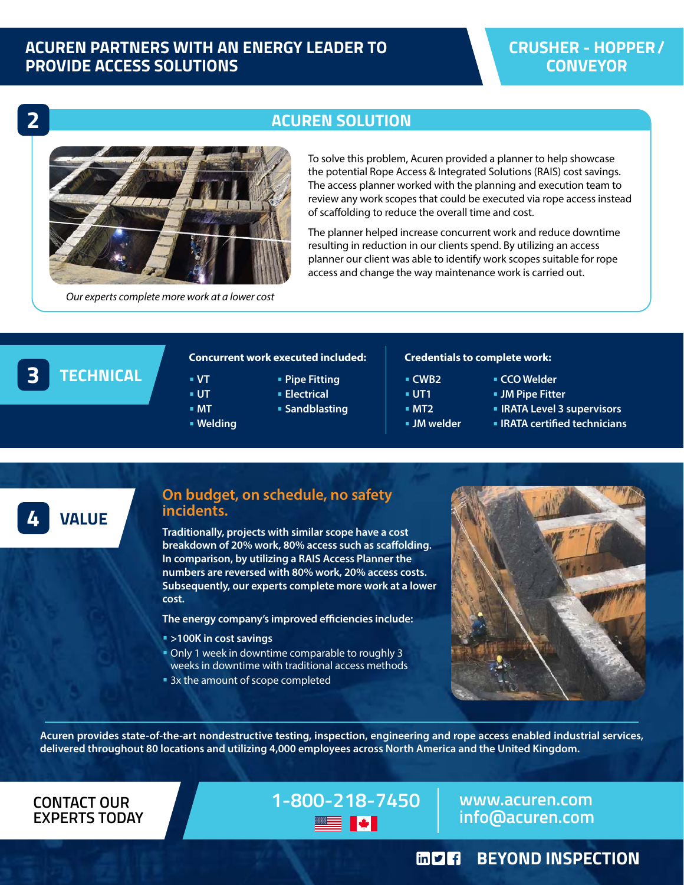# ACUREN PARTNERS WITH AN ENERGY LEADER TO PROVIDE ACCESS SOLUTIONS

## CRUSHER - HOPPER / CONVEYOR

## 2 ACUREN SOLUTION

*Our experts complete more work at a lower cost*

To solve this problem, Acuren provided a planner to help showcase the potential Rope Access & Integrated Solutions (RAIS) cost savings. The access planner worked with the planning and execution team to review any work scopes that could be executed via rope access instead of scaffolding to reduce the overall time and cost.

The planner helped increase concurrent work and reduce downtime resulting in reduction in our clients spend. By utilizing an access planner our client was able to identify work scopes suitable for rope access and change the way maintenance work is carried out.

## 3 TECHNICAL

**Concurrent work executed included:**

- VT
- UT
- MT
- Welding
- Pipe Fitting
- Electrical
- Sandblasting

**Credentials to complete work:**

- CWB2
- UT1
- MT2
- JM welder
- CCO Welder
- JM Pipe Fitter
- IRATA Level 3 supervisors
- IRATA certified technicians

## 4 VALUE

### On budget, on schedule, no safety incidents.

**Traditionally, projects with similar scope have a cost breakdown of 20% work, 80% access such as scaffolding. In comparison, by utilizing a RAIS Access Planner the numbers are reversed with 80% work, 20% access costs. Subsequently, our experts complete more work at a lower cost.**

**The energy company's improved efficiencies include:**

- >100K in cost savings
- Only 1 week in downtime comparable to roughly 3 weeks in downtime with traditional access methods
- 3x the amount of scope completed

**Acuren provides state-of-the-art nondestructive testing, inspection, engineering and rope access enabled industrial services, delivered throughout 80 locations and utilizing 4,000 employees across North America and the United Kingdom.**

CONTACT OUR EXPERTS TODAY

1-800-218-7450

www.acuren.com
info@acuren.com

BEYOND INSPECTION